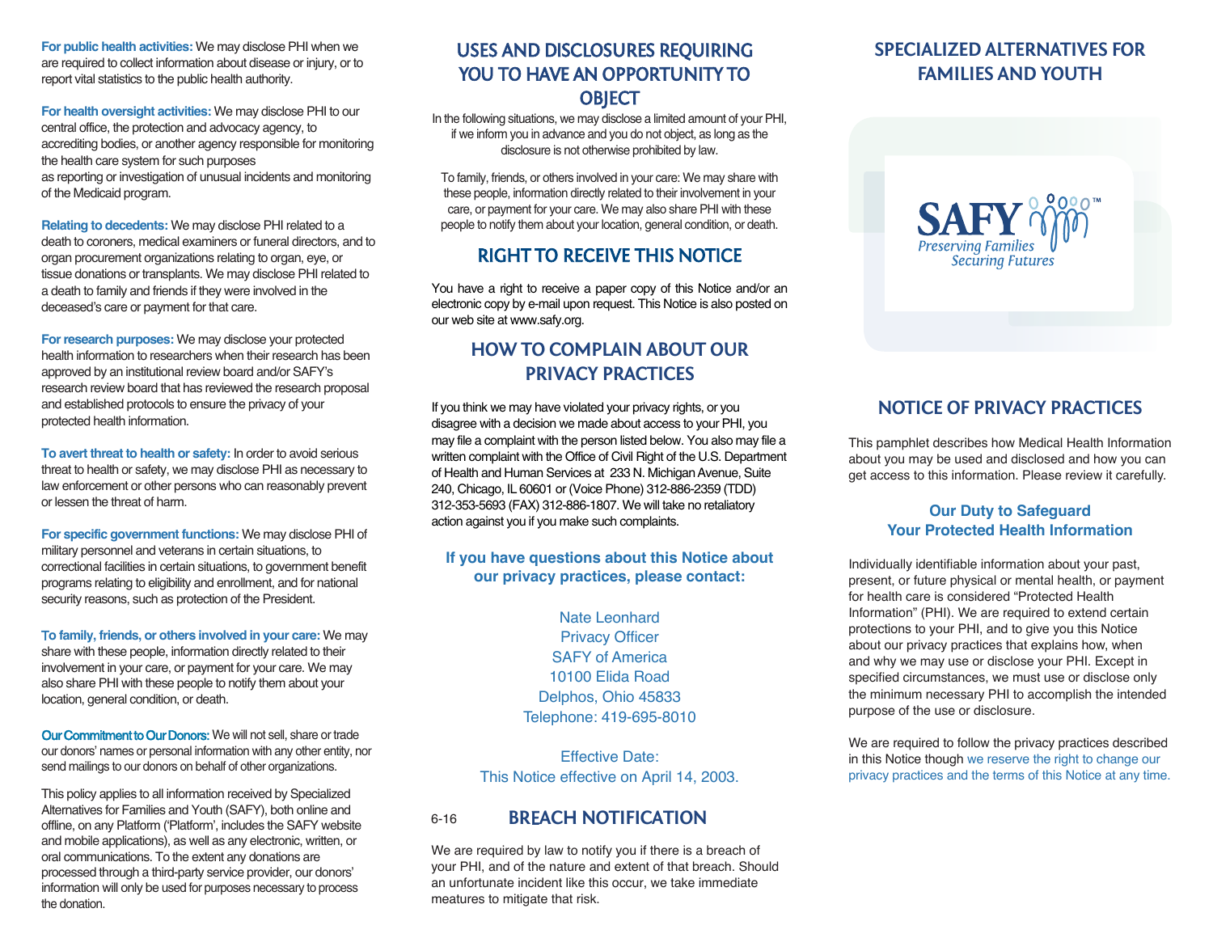**For public health activities:** We may disclose PHI when we are required to collect information about disease or injury, or to report vital statistics to the public health authority.

**For health oversight activities:** We may disclose PHI to our central office, the protection and advocacy agency, to accrediting bodies, or another agency responsible for monitoring the health care system for such purposes as reporting or investigation of unusual incidents and monitoring of the Medicaid program.

**Relating to decedents:** We may disclose PHI related to a death to coroners, medical examiners or funeral directors, and to organ procurement organizations relating to organ, eye, or tissue donations or transplants. We may disclose PHI related to a death to family and friends if they were involved in the deceased's care or payment for that care.

**For research purposes:** We may disclose your protected health information to researchers when their research has been approved by an institutional review board and/or SAFY's research review board that has reviewed the research proposal and established protocols to ensure the privacy of your protected health information.

**To avert threat to health or safety:** In order to avoid serious threat to health or safety, we may disclose PHI as necessary to law enforcement or other persons who can reasonably prevent or lessen the threat of harm.

**For specific government functions:** We may disclose PHI of military personnel and veterans in certain situations, to correctional facilities in certain situations, to government benefit programs relating to eligibility and enrollment, and for national security reasons, such as protection of the President.

**To family, friends, or others involved in your care:** We may share with these people, information directly related to their involvement in your care, or payment for your care. We may also share PHI with these people to notify them about your location, general condition, or death.

**Our Commitment to Our Donors:** We will not sell, share or trade our donors' names or personal information with any other entity, nor send mailings to our donors on behalf of other organizations.

This policy applies to all information received by Specialized Alternatives for Families and Youth (SAFY), both online and offline, on any Platform ('Platform', includes the SAFY website and mobile applications), as well as any electronic, written, or oral communications. To the extent any donations are processed through a third-party service provider, our donors' information will only be used for purposes necessary to process the donation.

## USES AND DISCLOSURES REQUIRING YOU TO HAVE AN OPPORTUNITY TO OBJECT

In the following situations, we may disclose a limited amount of your PHI, if we inform you in advance and you do not object, as long as the disclosure is not otherwise prohibited by law.

To family, friends, or others involved in your care: We may share with these people, information directly related to their involvement in your care, or payment for your care. We may also share PHI with these people to notify them about your location, general condition, or death.

## RIGHT TO RECEIVE THIS NOTICE

You have a right to receive a paper copy of this Notice and/or an electronic copy by e-mail upon request. This Notice is also posted on our web site at www.safy.org.

## HOW TO COMPLAIN ABOUT OUR PRIVACY PRACTICES

If you think we may have violated your privacy rights, or you disagree with a decision we made about access to your PHI, you may file a complaint with the person listed below. You also may file a written complaint with the Office of Civil Right of the U.S. Department of Health and Human Services at 233 N. Michigan Avenue, Suite 240, Chicago, IL 60601 or (Voice Phone) 312-886-2359 (TDD) 312-353-5693 (FAX) 312-886-1807. We will take no retaliatory action against you if you make such complaints.

**If you have questions about this Notice about our privacy practices, please contact:**

Nate Leonhard
Privacy Officer
SAFY of America
10100 Elida Road
Delphos, Ohio 45833
Telephone: 419-695-8010

Effective Date:
This Notice effective on April 14, 2003.

6-16

## BREACH NOTIFICATION

We are required by law to notify you if there is a breach of your PHI, and of the nature and extent of that breach. Should an unfortunate incident like this occur, we take immediate meatures to mitigate that risk.

# SPECIALIZED ALTERNATIVES FOR FAMILIES AND YOUTH

SAFY™
Preserving Families
Securing Futures

## NOTICE OF PRIVACY PRACTICES

This pamphlet describes how Medical Health Information about you may be used and disclosed and how you can get access to this information. Please review it carefully.

### Our Duty to Safeguard Your Protected Health Information

Individually identifiable information about your past, present, or future physical or mental health, or payment for health care is considered "Protected Health Information" (PHI). We are required to extend certain protections to your PHI, and to give you this Notice about our privacy practices that explains how, when and why we may use or disclose your PHI. Except in specified circumstances, we must use or disclose only the minimum necessary PHI to accomplish the intended purpose of the use or disclosure.

We are required to follow the privacy practices described in this Notice though we reserve the right to change our privacy practices and the terms of this Notice at any time.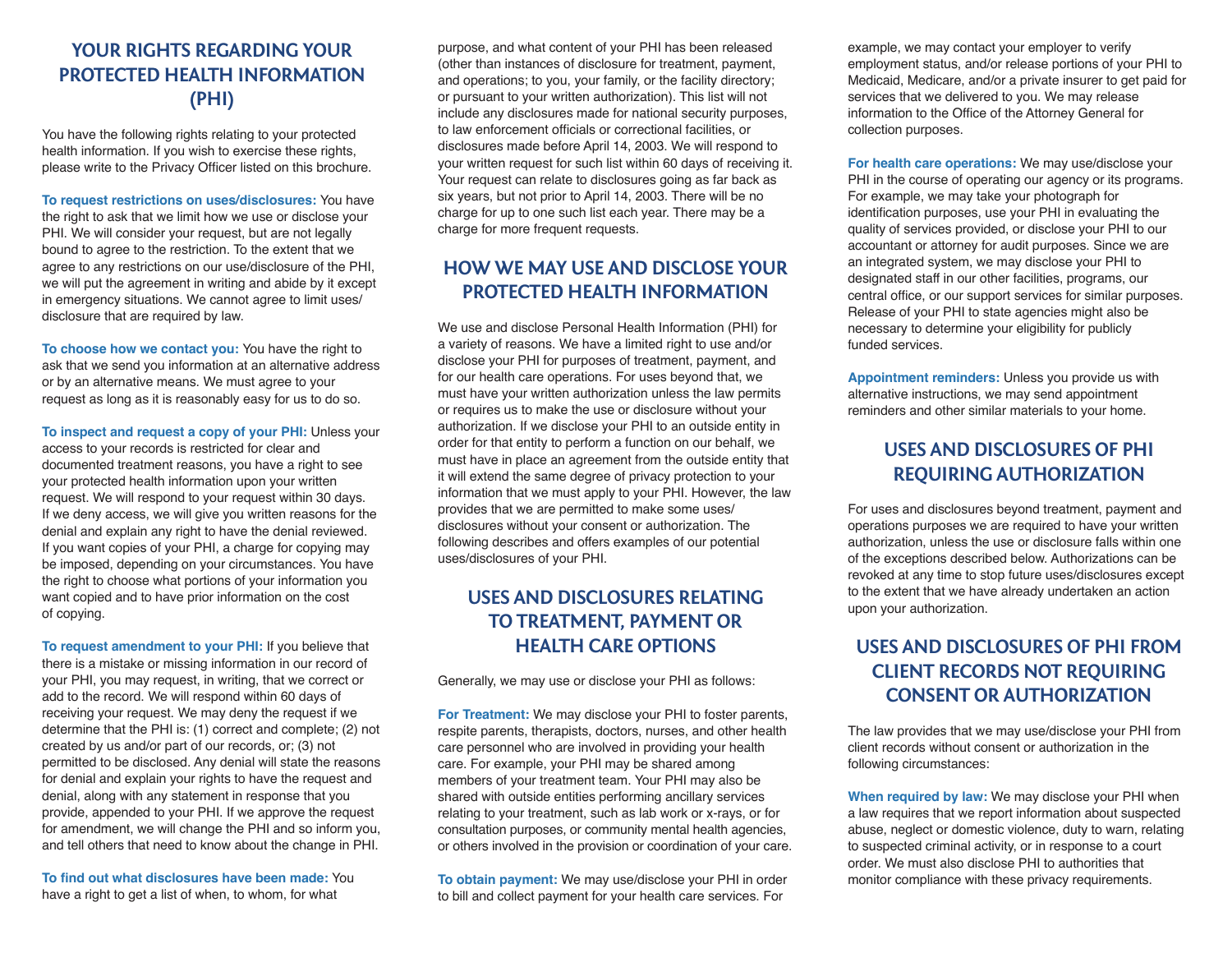## YOUR RIGHTS REGARDING YOUR PROTECTED HEALTH INFORMATION (PHI)

You have the following rights relating to your protected health information. If you wish to exercise these rights, please write to the Privacy Officer listed on this brochure.

**To request restrictions on uses/disclosures:** You have the right to ask that we limit how we use or disclose your PHI. We will consider your request, but are not legally bound to agree to the restriction. To the extent that we agree to any restrictions on our use/disclosure of the PHI, we will put the agreement in writing and abide by it except in emergency situations. We cannot agree to limit uses/disclosure that are required by law.

**To choose how we contact you:** You have the right to ask that we send you information at an alternative address or by an alternative means. We must agree to your request as long as it is reasonably easy for us to do so.

**To inspect and request a copy of your PHI:** Unless your access to your records is restricted for clear and documented treatment reasons, you have a right to see your protected health information upon your written request. We will respond to your request within 30 days. If we deny access, we will give you written reasons for the denial and explain any right to have the denial reviewed. If you want copies of your PHI, a charge for copying may be imposed, depending on your circumstances. You have the right to choose what portions of your information you want copied and to have prior information on the cost of copying.

**To request amendment to your PHI:** If you believe that there is a mistake or missing information in our record of your PHI, you may request, in writing, that we correct or add to the record. We will respond within 60 days of receiving your request. We may deny the request if we determine that the PHI is: (1) correct and complete; (2) not created by us and/or part of our records, or; (3) not permitted to be disclosed. Any denial will state the reasons for denial and explain your rights to have the request and denial, along with any statement in response that you provide, appended to your PHI. If we approve the request for amendment, we will change the PHI and so inform you, and tell others that need to know about the change in PHI.

**To find out what disclosures have been made:** You have a right to get a list of when, to whom, for what purpose, and what content of your PHI has been released (other than instances of disclosure for treatment, payment, and operations; to you, your family, or the facility directory; or pursuant to your written authorization). This list will not include any disclosures made for national security purposes, to law enforcement officials or correctional facilities, or disclosures made before April 14, 2003. We will respond to your written request for such list within 60 days of receiving it. Your request can relate to disclosures going as far back as six years, but not prior to April 14, 2003. There will be no charge for up to one such list each year. There may be a charge for more frequent requests.

## HOW WE MAY USE AND DISCLOSE YOUR PROTECTED HEALTH INFORMATION

We use and disclose Personal Health Information (PHI) for a variety of reasons. We have a limited right to use and/or disclose your PHI for purposes of treatment, payment, and for our health care operations. For uses beyond that, we must have your written authorization unless the law permits or requires us to make the use or disclosure without your authorization. If we disclose your PHI to an outside entity in order for that entity to perform a function on our behalf, we must have in place an agreement from the outside entity that it will extend the same degree of privacy protection to your information that we must apply to your PHI. However, the law provides that we are permitted to make some uses/disclosures without your consent or authorization. The following describes and offers examples of our potential uses/disclosures of your PHI.

## USES AND DISCLOSURES RELATING TO TREATMENT, PAYMENT OR HEALTH CARE OPTIONS

Generally, we may use or disclose your PHI as follows:

**For Treatment:** We may disclose your PHI to foster parents, respite parents, therapists, doctors, nurses, and other health care personnel who are involved in providing your health care. For example, your PHI may be shared among members of your treatment team. Your PHI may also be shared with outside entities performing ancillary services relating to your treatment, such as lab work or x-rays, or for consultation purposes, or community mental health agencies, or others involved in the provision or coordination of your care.

**To obtain payment:** We may use/disclose your PHI in order to bill and collect payment for your health care services. For example, we may contact your employer to verify employment status, and/or release portions of your PHI to Medicaid, Medicare, and/or a private insurer to get paid for services that we delivered to you. We may release information to the Office of the Attorney General for collection purposes.

**For health care operations:** We may use/disclose your PHI in the course of operating our agency or its programs. For example, we may take your photograph for identification purposes, use your PHI in evaluating the quality of services provided, or disclose your PHI to our accountant or attorney for audit purposes. Since we are an integrated system, we may disclose your PHI to designated staff in our other facilities, programs, our central office, or our support services for similar purposes. Release of your PHI to state agencies might also be necessary to determine your eligibility for publicly funded services.

**Appointment reminders:** Unless you provide us with alternative instructions, we may send appointment reminders and other similar materials to your home.

## USES AND DISCLOSURES OF PHI REQUIRING AUTHORIZATION

For uses and disclosures beyond treatment, payment and operations purposes we are required to have your written authorization, unless the use or disclosure falls within one of the exceptions described below. Authorizations can be revoked at any time to stop future uses/disclosures except to the extent that we have already undertaken an action upon your authorization.

## USES AND DISCLOSURES OF PHI FROM CLIENT RECORDS NOT REQUIRING CONSENT OR AUTHORIZATION

The law provides that we may use/disclose your PHI from client records without consent or authorization in the following circumstances:

**When required by law:** We may disclose your PHI when a law requires that we report information about suspected abuse, neglect or domestic violence, duty to warn, relating to suspected criminal activity, or in response to a court order. We must also disclose PHI to authorities that monitor compliance with these privacy requirements.